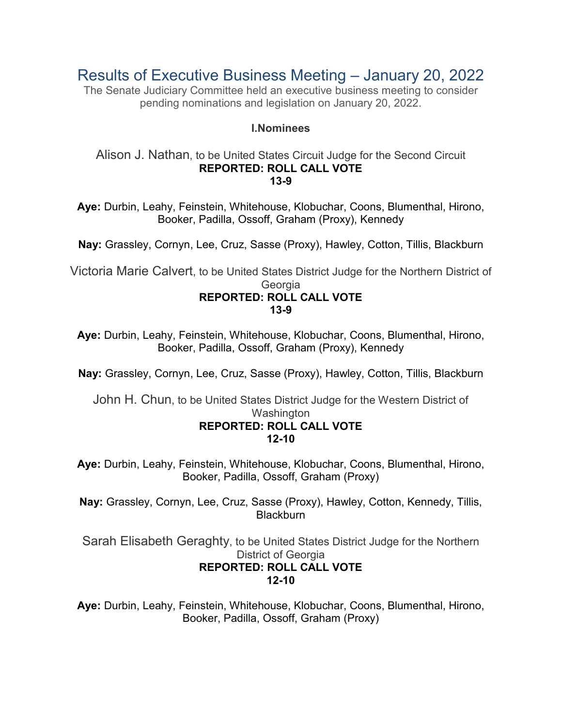# Results of Executive Business Meeting – January 20, 2022

The Senate Judiciary Committee held an executive business meeting to consider pending nominations and legislation on January 20, 2022.

## I.Nominees

Alison J. Nathan, to be United States Circuit Judge for the Second Circuit

**REPORTED: ROLL CALL VOTE**
**13-9**

**Aye:** Durbin, Leahy, Feinstein, Whitehouse, Klobuchar, Coons, Blumenthal, Hirono, Booker, Padilla, Ossoff, Graham (Proxy), Kennedy

**Nay:** Grassley, Cornyn, Lee, Cruz, Sasse (Proxy), Hawley, Cotton, Tillis, Blackburn

Victoria Marie Calvert, to be United States District Judge for the Northern District of Georgia

**REPORTED: ROLL CALL VOTE**
**13-9**

**Aye:** Durbin, Leahy, Feinstein, Whitehouse, Klobuchar, Coons, Blumenthal, Hirono, Booker, Padilla, Ossoff, Graham (Proxy), Kennedy

**Nay:** Grassley, Cornyn, Lee, Cruz, Sasse (Proxy), Hawley, Cotton, Tillis, Blackburn

John H. Chun, to be United States District Judge for the Western District of Washington

**REPORTED: ROLL CALL VOTE**
**12-10**

**Aye:** Durbin, Leahy, Feinstein, Whitehouse, Klobuchar, Coons, Blumenthal, Hirono, Booker, Padilla, Ossoff, Graham (Proxy)

**Nay:** Grassley, Cornyn, Lee, Cruz, Sasse (Proxy), Hawley, Cotton, Kennedy, Tillis, Blackburn

Sarah Elisabeth Geraghty, to be United States District Judge for the Northern District of Georgia

**REPORTED: ROLL CALL VOTE**
**12-10**

**Aye:** Durbin, Leahy, Feinstein, Whitehouse, Klobuchar, Coons, Blumenthal, Hirono, Booker, Padilla, Ossoff, Graham (Proxy)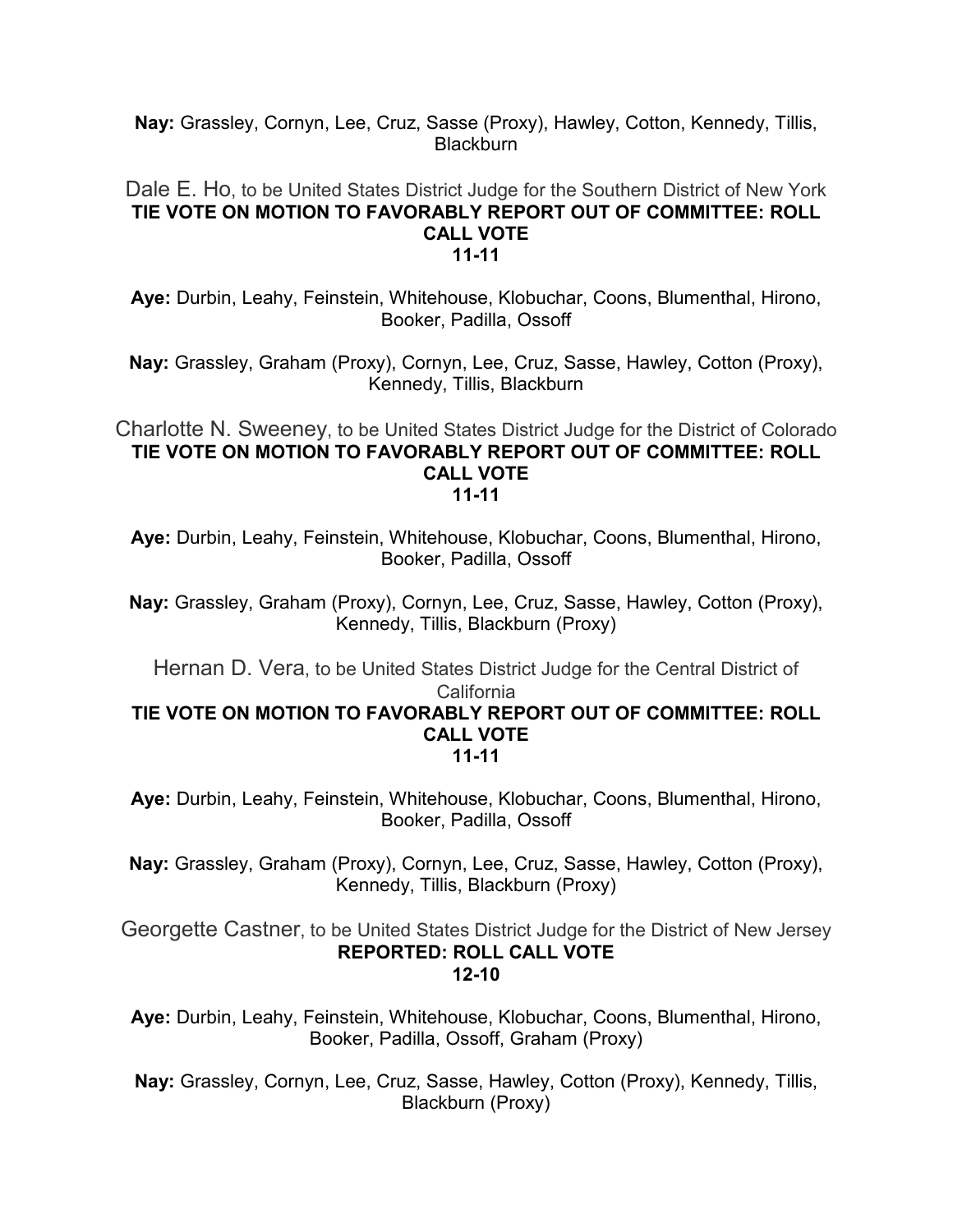**Nay:** Grassley, Cornyn, Lee, Cruz, Sasse (Proxy), Hawley, Cotton, Kennedy, Tillis, Blackburn

Dale E. Ho, to be United States District Judge for the Southern District of New York
**TIE VOTE ON MOTION TO FAVORABLY REPORT OUT OF COMMITTEE: ROLL CALL VOTE**
**11-11**

**Aye:** Durbin, Leahy, Feinstein, Whitehouse, Klobuchar, Coons, Blumenthal, Hirono, Booker, Padilla, Ossoff

**Nay:** Grassley, Graham (Proxy), Cornyn, Lee, Cruz, Sasse, Hawley, Cotton (Proxy), Kennedy, Tillis, Blackburn

Charlotte N. Sweeney, to be United States District Judge for the District of Colorado
**TIE VOTE ON MOTION TO FAVORABLY REPORT OUT OF COMMITTEE: ROLL CALL VOTE**
**11-11**

**Aye:** Durbin, Leahy, Feinstein, Whitehouse, Klobuchar, Coons, Blumenthal, Hirono, Booker, Padilla, Ossoff

**Nay:** Grassley, Graham (Proxy), Cornyn, Lee, Cruz, Sasse, Hawley, Cotton (Proxy), Kennedy, Tillis, Blackburn (Proxy)

Hernan D. Vera, to be United States District Judge for the Central District of California
**TIE VOTE ON MOTION TO FAVORABLY REPORT OUT OF COMMITTEE: ROLL CALL VOTE**
**11-11**

**Aye:** Durbin, Leahy, Feinstein, Whitehouse, Klobuchar, Coons, Blumenthal, Hirono, Booker, Padilla, Ossoff

**Nay:** Grassley, Graham (Proxy), Cornyn, Lee, Cruz, Sasse, Hawley, Cotton (Proxy), Kennedy, Tillis, Blackburn (Proxy)

Georgette Castner, to be United States District Judge for the District of New Jersey
**REPORTED: ROLL CALL VOTE**
**12-10**

**Aye:** Durbin, Leahy, Feinstein, Whitehouse, Klobuchar, Coons, Blumenthal, Hirono, Booker, Padilla, Ossoff, Graham (Proxy)

**Nay:** Grassley, Cornyn, Lee, Cruz, Sasse, Hawley, Cotton (Proxy), Kennedy, Tillis, Blackburn (Proxy)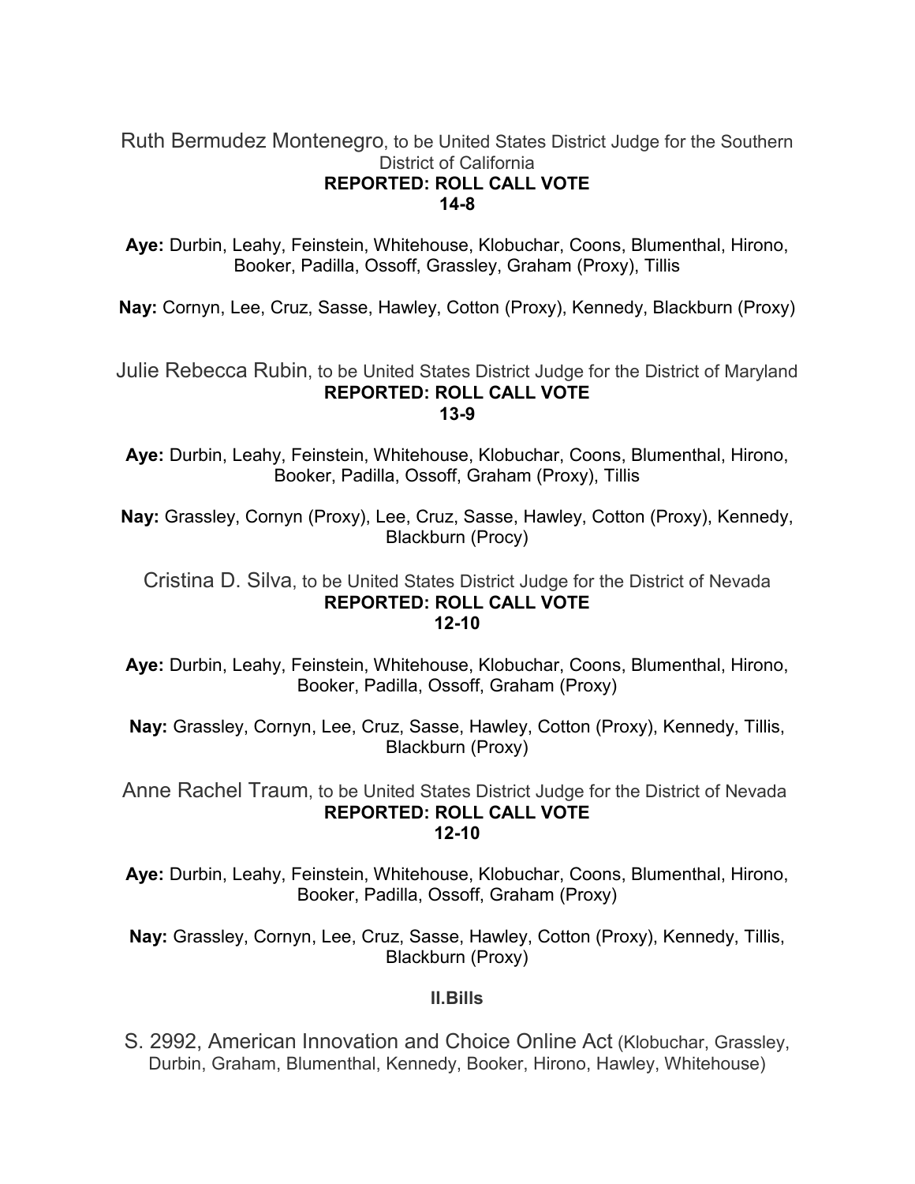Ruth Bermudez Montenegro, to be United States District Judge for the Southern District of California

**REPORTED: ROLL CALL VOTE**

**14-8**

**Aye:** Durbin, Leahy, Feinstein, Whitehouse, Klobuchar, Coons, Blumenthal, Hirono, Booker, Padilla, Ossoff, Grassley, Graham (Proxy), Tillis

**Nay:** Cornyn, Lee, Cruz, Sasse, Hawley, Cotton (Proxy), Kennedy, Blackburn (Proxy)

Julie Rebecca Rubin, to be United States District Judge for the District of Maryland

**REPORTED: ROLL CALL VOTE**

**13-9**

**Aye:** Durbin, Leahy, Feinstein, Whitehouse, Klobuchar, Coons, Blumenthal, Hirono, Booker, Padilla, Ossoff, Graham (Proxy), Tillis

**Nay:** Grassley, Cornyn (Proxy), Lee, Cruz, Sasse, Hawley, Cotton (Proxy), Kennedy, Blackburn (Procy)

Cristina D. Silva, to be United States District Judge for the District of Nevada

**REPORTED: ROLL CALL VOTE**

**12-10**

**Aye:** Durbin, Leahy, Feinstein, Whitehouse, Klobuchar, Coons, Blumenthal, Hirono, Booker, Padilla, Ossoff, Graham (Proxy)

**Nay:** Grassley, Cornyn, Lee, Cruz, Sasse, Hawley, Cotton (Proxy), Kennedy, Tillis, Blackburn (Proxy)

Anne Rachel Traum, to be United States District Judge for the District of Nevada

**REPORTED: ROLL CALL VOTE**

**12-10**

**Aye:** Durbin, Leahy, Feinstein, Whitehouse, Klobuchar, Coons, Blumenthal, Hirono, Booker, Padilla, Ossoff, Graham (Proxy)

**Nay:** Grassley, Cornyn, Lee, Cruz, Sasse, Hawley, Cotton (Proxy), Kennedy, Tillis, Blackburn (Proxy)

## II.Bills

S. 2992, American Innovation and Choice Online Act (Klobuchar, Grassley, Durbin, Graham, Blumenthal, Kennedy, Booker, Hirono, Hawley, Whitehouse)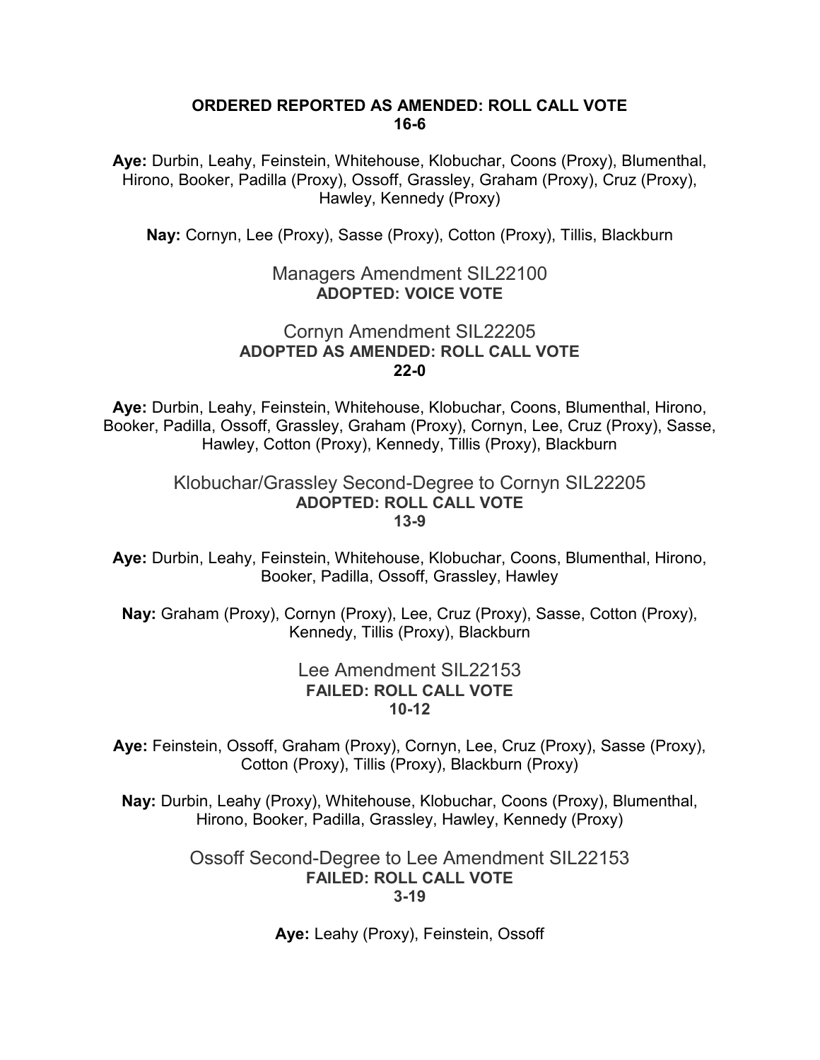**ORDERED REPORTED AS AMENDED: ROLL CALL VOTE**
**16-6**

**Aye:** Durbin, Leahy, Feinstein, Whitehouse, Klobuchar, Coons (Proxy), Blumenthal, Hirono, Booker, Padilla (Proxy), Ossoff, Grassley, Graham (Proxy), Cruz (Proxy), Hawley, Kennedy (Proxy)

**Nay:** Cornyn, Lee (Proxy), Sasse (Proxy), Cotton (Proxy), Tillis, Blackburn

## Managers Amendment SIL22100

**ADOPTED: VOICE VOTE**

## Cornyn Amendment SIL22205

**ADOPTED AS AMENDED: ROLL CALL VOTE**
**22-0**

**Aye:** Durbin, Leahy, Feinstein, Whitehouse, Klobuchar, Coons, Blumenthal, Hirono, Booker, Padilla, Ossoff, Grassley, Graham (Proxy), Cornyn, Lee, Cruz (Proxy), Sasse, Hawley, Cotton (Proxy), Kennedy, Tillis (Proxy), Blackburn

## Klobuchar/Grassley Second-Degree to Cornyn SIL22205

**ADOPTED: ROLL CALL VOTE**
**13-9**

**Aye:** Durbin, Leahy, Feinstein, Whitehouse, Klobuchar, Coons, Blumenthal, Hirono, Booker, Padilla, Ossoff, Grassley, Hawley

**Nay:** Graham (Proxy), Cornyn (Proxy), Lee, Cruz (Proxy), Sasse, Cotton (Proxy), Kennedy, Tillis (Proxy), Blackburn

## Lee Amendment SIL22153

**FAILED: ROLL CALL VOTE**
**10-12**

**Aye:** Feinstein, Ossoff, Graham (Proxy), Cornyn, Lee, Cruz (Proxy), Sasse (Proxy), Cotton (Proxy), Tillis (Proxy), Blackburn (Proxy)

**Nay:** Durbin, Leahy (Proxy), Whitehouse, Klobuchar, Coons (Proxy), Blumenthal, Hirono, Booker, Padilla, Grassley, Hawley, Kennedy (Proxy)

## Ossoff Second-Degree to Lee Amendment SIL22153

**FAILED: ROLL CALL VOTE**
**3-19**

**Aye:** Leahy (Proxy), Feinstein, Ossoff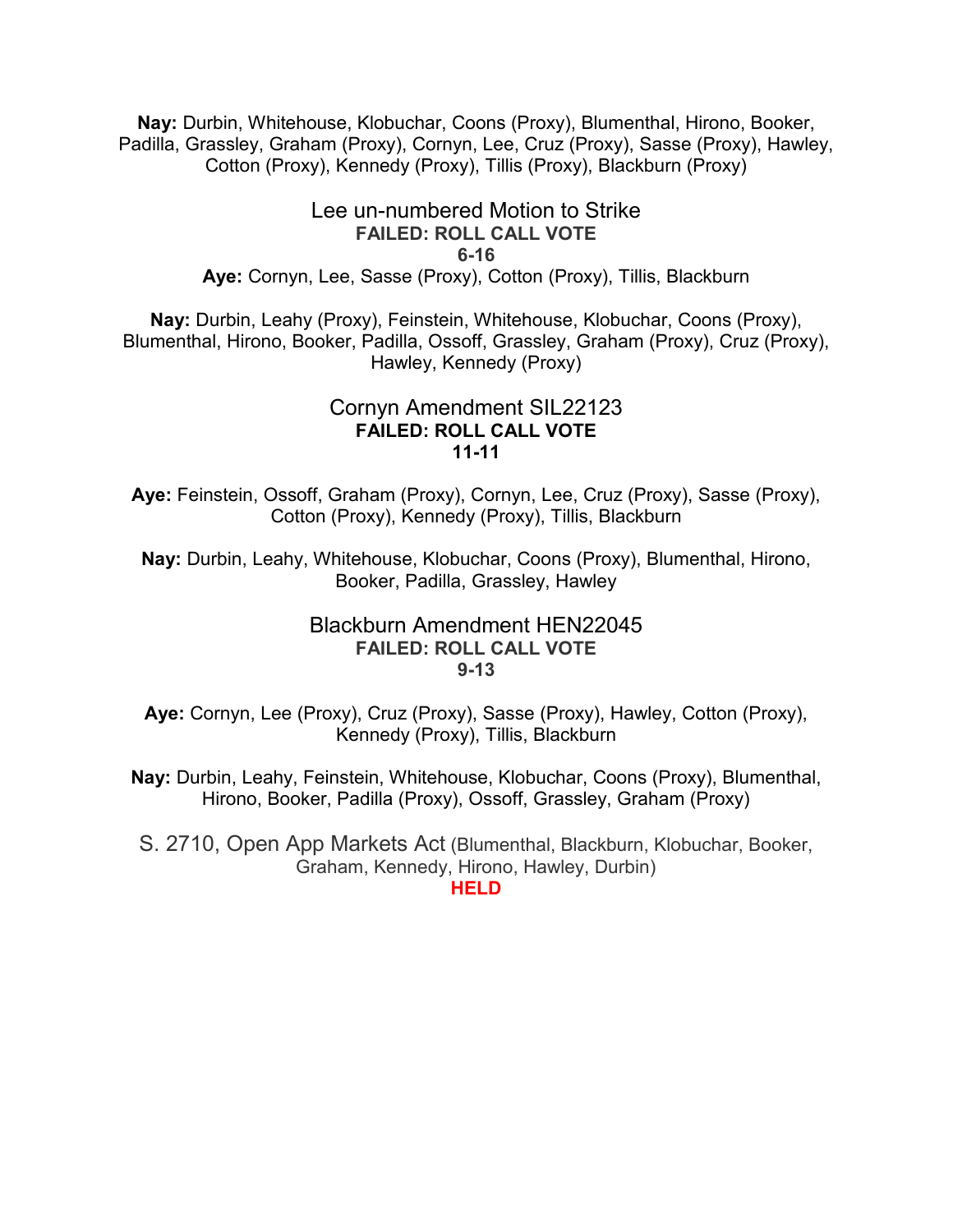**Nay:** Durbin, Whitehouse, Klobuchar, Coons (Proxy), Blumenthal, Hirono, Booker, Padilla, Grassley, Graham (Proxy), Cornyn, Lee, Cruz (Proxy), Sasse (Proxy), Hawley, Cotton (Proxy), Kennedy (Proxy), Tillis (Proxy), Blackburn (Proxy)

## Lee un-numbered Motion to Strike

**FAILED: ROLL CALL VOTE**

**6-16**

**Aye:** Cornyn, Lee, Sasse (Proxy), Cotton (Proxy), Tillis, Blackburn

**Nay:** Durbin, Leahy (Proxy), Feinstein, Whitehouse, Klobuchar, Coons (Proxy), Blumenthal, Hirono, Booker, Padilla, Ossoff, Grassley, Graham (Proxy), Cruz (Proxy), Hawley, Kennedy (Proxy)

## Cornyn Amendment SIL22123

**FAILED: ROLL CALL VOTE**

**11-11**

**Aye:** Feinstein, Ossoff, Graham (Proxy), Cornyn, Lee, Cruz (Proxy), Sasse (Proxy), Cotton (Proxy), Kennedy (Proxy), Tillis, Blackburn

**Nay:** Durbin, Leahy, Whitehouse, Klobuchar, Coons (Proxy), Blumenthal, Hirono, Booker, Padilla, Grassley, Hawley

## Blackburn Amendment HEN22045

**FAILED: ROLL CALL VOTE**

**9-13**

**Aye:** Cornyn, Lee (Proxy), Cruz (Proxy), Sasse (Proxy), Hawley, Cotton (Proxy), Kennedy (Proxy), Tillis, Blackburn

**Nay:** Durbin, Leahy, Feinstein, Whitehouse, Klobuchar, Coons (Proxy), Blumenthal, Hirono, Booker, Padilla (Proxy), Ossoff, Grassley, Graham (Proxy)

## S. 2710, Open App Markets Act (Blumenthal, Blackburn, Klobuchar, Booker, Graham, Kennedy, Hirono, Hawley, Durbin)

**HELD**